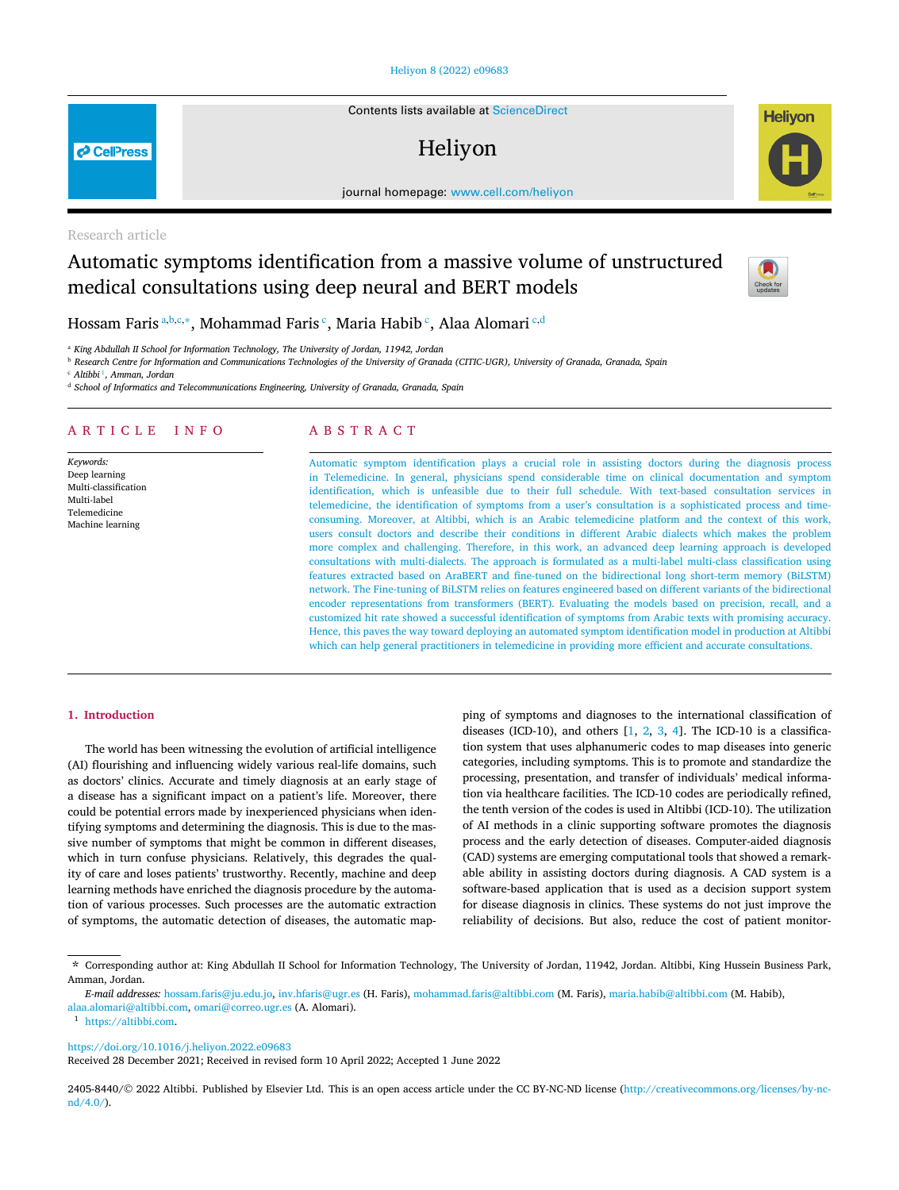Research article

# Automatic symptoms identification from a massive volume of unstructured medical consultations using deep neural and BERT models

Hossam Faris [a,b,c,*], Mohammad Faris [c], Maria Habib [c], Alaa Alomari [c,d]

[a] King Abdullah II School for Information Technology, The University of Jordan, 11942, Jordan
[b] Research Centre for Information and Communications Technologies of the University of Granada (CITIC-UGR), University of Granada, Granada, Spain
[c] Altibbi [1], Amman, Jordan
[d] School of Informatics and Telecommunications Engineering, University of Granada, Granada, Spain

## ARTICLE INFO

*Keywords:*
Deep learning
Multi-classification
Multi-label
Telemedicine
Machine learning

## ABSTRACT

Automatic symptom identification plays a crucial role in assisting doctors during the diagnosis process in Telemedicine. In general, physicians spend considerable time on clinical documentation and symptom identification, which is unfeasible due to their full schedule. With text-based consultation services in telemedicine, the identification of symptoms from a user's consultation is a sophisticated process and time-consuming. Moreover, at Altibbi, which is an Arabic telemedicine platform and the context of this work, users consult doctors and describe their conditions in different Arabic dialects which makes the problem more complex and challenging. Therefore, in this work, an advanced deep learning approach is developed consultations with multi-dialects. The approach is formulated as a multi-label multi-class classification using features extracted based on AraBERT and fine-tuned on the bidirectional long short-term memory (BiLSTM) network. The Fine-tuning of BiLSTM relies on features engineered based on different variants of the bidirectional encoder representations from transformers (BERT). Evaluating the models based on precision, recall, and a customized hit rate showed a successful identification of symptoms from Arabic texts with promising accuracy. Hence, this paves the way toward deploying an automated symptom identification model in production at Altibbi which can help general practitioners in telemedicine in providing more efficient and accurate consultations.

## 1. Introduction

The world has been witnessing the evolution of artificial intelligence (AI) flourishing and influencing widely various real-life domains, such as doctors' clinics. Accurate and timely diagnosis at an early stage of a disease has a significant impact on a patient's life. Moreover, there could be potential errors made by inexperienced physicians when identifying symptoms and determining the diagnosis. This is due to the massive number of symptoms that might be common in different diseases, which in turn confuse physicians. Relatively, this degrades the quality of care and loses patients' trustworthy. Recently, machine and deep learning methods have enriched the diagnosis procedure by the automation of various processes. Such processes are the automatic extraction of symptoms, the automatic detection of diseases, the automatic mapping of symptoms and diagnoses to the international classification of diseases (ICD-10), and others [1, 2, 3, 4]. The ICD-10 is a classification system that uses alphanumeric codes to map diseases into generic categories, including symptoms. This is to promote and standardize the processing, presentation, and transfer of individuals' medical information via healthcare facilities. The ICD-10 codes are periodically refined, the tenth version of the codes is used in Altibbi (ICD-10). The utilization of AI methods in a clinic supporting software promotes the diagnosis process and the early detection of diseases. Computer-aided diagnosis (CAD) systems are emerging computational tools that showed a remarkable ability in assisting doctors during diagnosis. A CAD system is a software-based application that is used as a decision support system for disease diagnosis in clinics. These systems do not just improve the reliability of decisions. But also, reduce the cost of patient monitor-

---

* Corresponding author at: King Abdullah II School for Information Technology, The University of Jordan, 11942, Jordan. Altibbi, King Hussein Business Park, Amman, Jordan.

*E-mail addresses:* hossam.faris@ju.edu.jo, inv.hfaris@ugr.es (H. Faris), mohammad.faris@altibbi.com (M. Faris), maria.habib@altibbi.com (M. Habib), alaa.alomari@altibbi.com, omari@correo.ugr.es (A. Alomari).

[1] https://altibbi.com.

https://doi.org/10.1016/j.heliyon.2022.e09683
Received 28 December 2021; Received in revised form 10 April 2022; Accepted 1 June 2022

2405-8440/© 2022 Altibbi. Published by Elsevier Ltd. This is an open access article under the CC BY-NC-ND license (http://creativecommons.org/licenses/by-nc-nd/4.0/).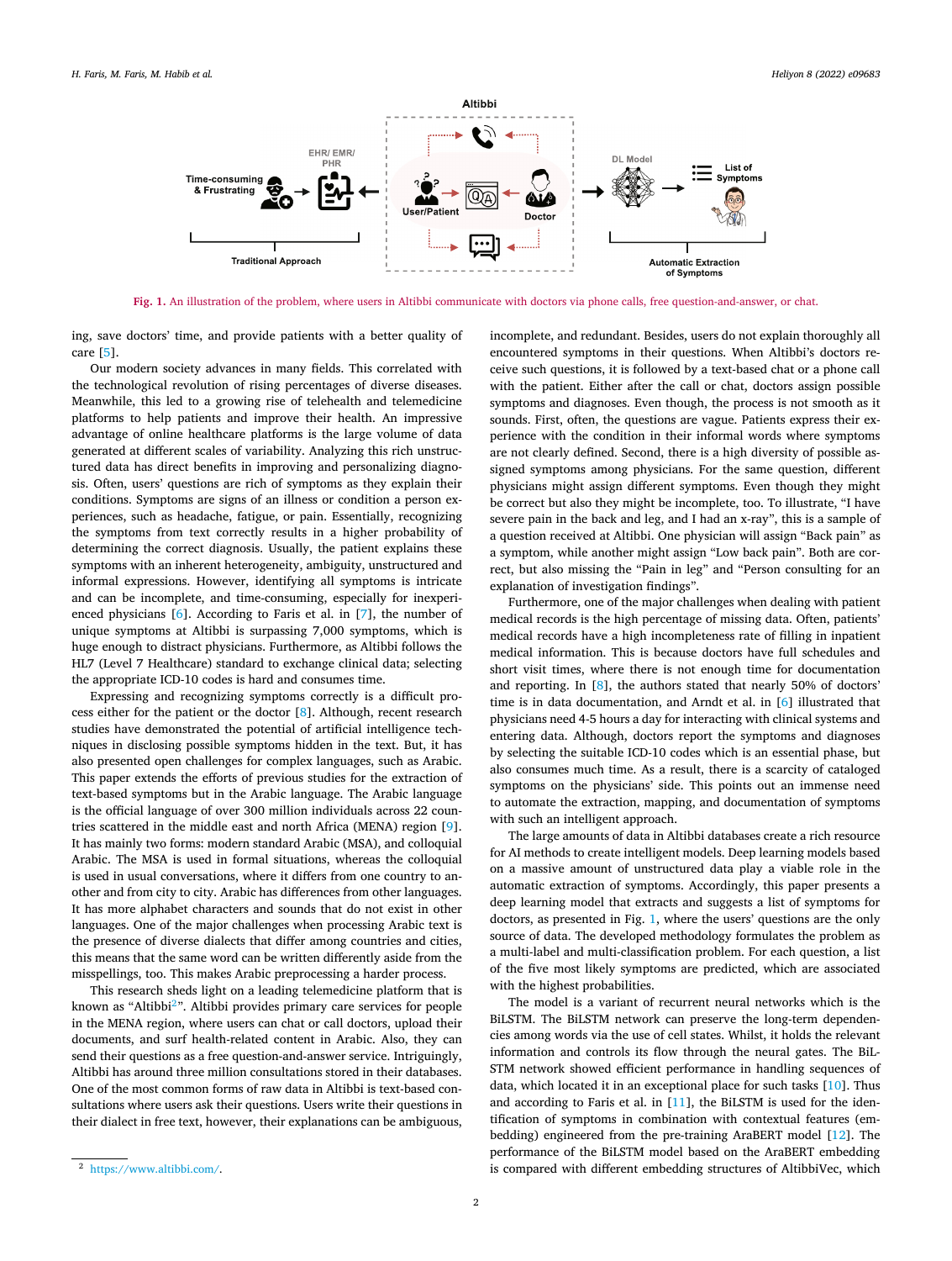Fig. 1. An illustration of the problem, where users in Altibbi communicate with doctors via phone calls, free question-and-answer, or chat.

ing, save doctors' time, and provide patients with a better quality of care [5].

Our modern society advances in many fields. This correlated with the technological revolution of rising percentages of diverse diseases. Meanwhile, this led to a growing rise of telehealth and telemedicine platforms to help patients and improve their health. An impressive advantage of online healthcare platforms is the large volume of data generated at different scales of variability. Analyzing this rich unstructured data has direct benefits in improving and personalizing diagnosis. Often, users' questions are rich of symptoms as they explain their conditions. Symptoms are signs of an illness or condition a person experiences, such as headache, fatigue, or pain. Essentially, recognizing the symptoms from text correctly results in a higher probability of determining the correct diagnosis. Usually, the patient explains these symptoms with an inherent heterogeneity, ambiguity, unstructured and informal expressions. However, identifying all symptoms is intricate and can be incomplete, and time-consuming, especially for inexperienced physicians [6]. According to Faris et al. in [7], the number of unique symptoms at Altibbi is surpassing 7,000 symptoms, which is huge enough to distract physicians. Furthermore, as Altibbi follows the HL7 (Level 7 Healthcare) standard to exchange clinical data; selecting the appropriate ICD-10 codes is hard and consumes time.

Expressing and recognizing symptoms correctly is a difficult process either for the patient or the doctor [8]. Although, recent research studies have demonstrated the potential of artificial intelligence techniques in disclosing possible symptoms hidden in the text. But, it has also presented open challenges for complex languages, such as Arabic. This paper extends the efforts of previous studies for the extraction of text-based symptoms but in the Arabic language. The Arabic language is the official language of over 300 million individuals across 22 countries scattered in the middle east and north Africa (MENA) region [9]. It has mainly two forms: modern standard Arabic (MSA), and colloquial Arabic. The MSA is used in formal situations, whereas the colloquial is used in usual conversations, where it differs from one country to another and from city to city. Arabic has differences from other languages. It has more alphabet characters and sounds that do not exist in other languages. One of the major challenges when processing Arabic text is the presence of diverse dialects that differ among countries and cities, this means that the same word can be written differently aside from the misspellings, too. This makes Arabic preprocessing a harder process.

This research sheds light on a leading telemedicine platform that is known as "Altibbi[2]". Altibbi provides primary care services for people in the MENA region, where users can chat or call doctors, upload their documents, and surf health-related content in Arabic. Also, they can send their questions as a free question-and-answer service. Intriguingly, Altibbi has around three million consultations stored in their databases. One of the most common forms of raw data in Altibbi is text-based consultations where users ask their questions. Users write their questions in their dialect in free text, however, their explanations can be ambiguous, incomplete, and redundant. Besides, users do not explain thoroughly all encountered symptoms in their questions. When Altibbi's doctors receive such questions, it is followed by a text-based chat or a phone call with the patient. Either after the call or chat, doctors assign possible symptoms and diagnoses. Even though, the process is not smooth as it sounds. First, often, the questions are vague. Patients express their experience with the condition in their informal words where symptoms are not clearly defined. Second, there is a high diversity of possible assigned symptoms among physicians. For the same question, different physicians might assign different symptoms. Even though they might be correct but also they might be incomplete, too. To illustrate, "I have severe pain in the back and leg, and I had an x-ray", this is a sample of a question received at Altibbi. One physician will assign "Back pain" as a symptom, while another might assign "Low back pain". Both are correct, but also missing the "Pain in leg" and "Person consulting for an explanation of investigation findings".

Furthermore, one of the major challenges when dealing with patient medical records is the high percentage of missing data. Often, patients' medical records have a high incompleteness rate of filling in inpatient medical information. This is because doctors have full schedules and short visit times, where there is not enough time for documentation and reporting. In [8], the authors stated that nearly 50% of doctors' time is in data documentation, and Arndt et al. in [6] illustrated that physicians need 4-5 hours a day for interacting with clinical systems and entering data. Although, doctors report the symptoms and diagnoses by selecting the suitable ICD-10 codes which is an essential phase, but also consumes much time. As a result, there is a scarcity of cataloged symptoms on the physicians' side. This points out an immense need to automate the extraction, mapping, and documentation of symptoms with such an intelligent approach.

The large amounts of data in Altibbi databases create a rich resource for AI methods to create intelligent models. Deep learning models based on a massive amount of unstructured data play a viable role in the automatic extraction of symptoms. Accordingly, this paper presents a deep learning model that extracts and suggests a list of symptoms for doctors, as presented in Fig. 1, where the users' questions are the only source of data. The developed methodology formulates the problem as a multi-label and multi-classification problem. For each question, a list of the five most likely symptoms are predicted, which are associated with the highest probabilities.

The model is a variant of recurrent neural networks which is the BiLSTM. The BiLSTM network can preserve the long-term dependencies among words via the use of cell states. Whilst, it holds the relevant information and controls its flow through the neural gates. The BiLSTM network showed efficient performance in handling sequences of data, which located it in an exceptional place for such tasks [10]. Thus and according to Faris et al. in [11], the BiLSTM is used for the identification of symptoms in combination with contextual features (embedding) engineered from the pre-training AraBERT model [12]. The performance of the BiLSTM model based on the AraBERT embedding is compared with different embedding structures of AltibbiVec, which

[2] https://www.altibbi.com/.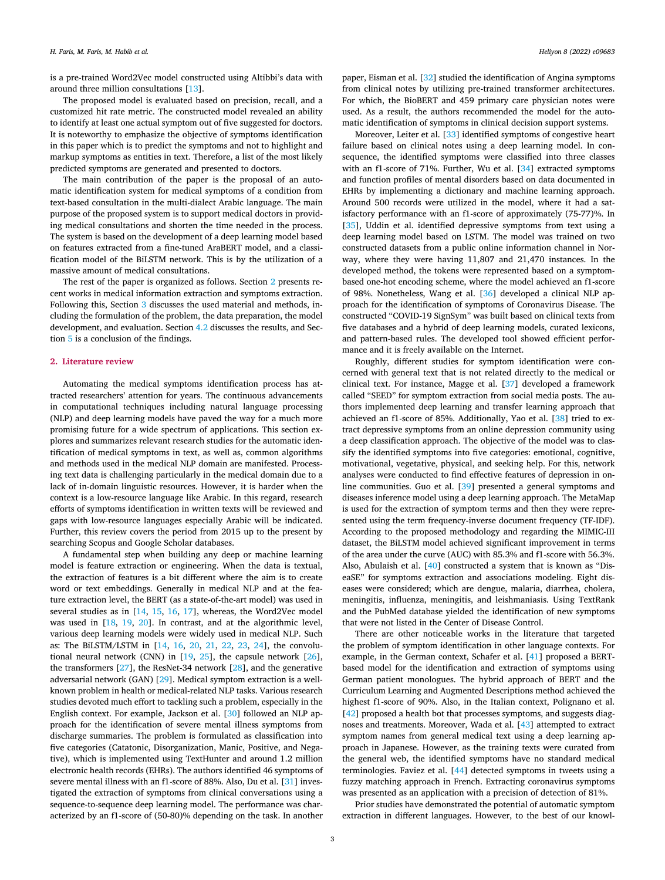is a pre-trained Word2Vec model constructed using Altibbi's data with around three million consultations [13].

The proposed model is evaluated based on precision, recall, and a customized hit rate metric. The constructed model revealed an ability to identify at least one actual symptom out of five suggested for doctors. It is noteworthy to emphasize the objective of symptoms identification in this paper which is to predict the symptoms and not to highlight and markup symptoms as entities in text. Therefore, a list of the most likely predicted symptoms are generated and presented to doctors.

The main contribution of the paper is the proposal of an automatic identification system for medical symptoms of a condition from text-based consultation in the multi-dialect Arabic language. The main purpose of the proposed system is to support medical doctors in providing medical consultations and shorten the time needed in the process. The system is based on the development of a deep learning model based on features extracted from a fine-tuned AraBERT model, and a classification model of the BiLSTM network. This is by the utilization of a massive amount of medical consultations.

The rest of the paper is organized as follows. Section 2 presents recent works in medical information extraction and symptoms extraction. Following this, Section 3 discusses the used material and methods, including the formulation of the problem, the data preparation, the model development, and evaluation. Section 4.2 discusses the results, and Section 5 is a conclusion of the findings.

## 2. Literature review

Automating the medical symptoms identification process has attracted researchers' attention for years. The continuous advancements in computational techniques including natural language processing (NLP) and deep learning models have paved the way for a much more promising future for a wide spectrum of applications. This section explores and summarizes relevant research studies for the automatic identification of medical symptoms in text, as well as, common algorithms and methods used in the medical NLP domain are manifested. Processing text data is challenging particularly in the medical domain due to a lack of in-domain linguistic resources. However, it is harder when the context is a low-resource language like Arabic. In this regard, research efforts of symptoms identification in written texts will be reviewed and gaps with low-resource languages especially Arabic will be indicated. Further, this review covers the period from 2015 up to the present by searching Scopus and Google Scholar databases.

A fundamental step when building any deep or machine learning model is feature extraction or engineering. When the data is textual, the extraction of features is a bit different where the aim is to create word or text embeddings. Generally in medical NLP and at the feature extraction level, the BERT (as a state-of-the-art model) was used in several studies as in [14, 15, 16, 17], whereas, the Word2Vec model was used in [18, 19, 20]. In contrast, and at the algorithmic level, various deep learning models were widely used in medical NLP. Such as: The BiLSTM/LSTM in [14, 16, 20, 21, 22, 23, 24], the convolutional neural network (CNN) in [19, 25], the capsule network [26], the transformers [27], the ResNet-34 network [28], and the generative adversarial network (GAN) [29]. Medical symptom extraction is a well-known problem in health or medical-related NLP tasks. Various research studies devoted much effort to tackling such a problem, especially in the English context. For example, Jackson et al. [30] followed an NLP approach for the identification of severe mental illness symptoms from discharge summaries. The problem is formulated as classification into five categories (Catatonic, Disorganization, Manic, Positive, and Negative), which is implemented using TextHunter and around 1.2 million electronic health records (EHRs). The authors identified 46 symptoms of severe mental illness with an f1-score of 88%. Also, Du et al. [31] investigated the extraction of symptoms from clinical conversations using a sequence-to-sequence deep learning model. The performance was characterized by an f1-score of (50-80)% depending on the task. In another paper, Eisman et al. [32] studied the identification of Angina symptoms from clinical notes by utilizing pre-trained transformer architectures. For which, the BioBERT and 459 primary care physician notes were used. As a result, the authors recommended the model for the automatic identification of symptoms in clinical decision support systems.

Moreover, Leiter et al. [33] identified symptoms of congestive heart failure based on clinical notes using a deep learning model. In consequence, the identified symptoms were classified into three classes with an f1-score of 71%. Further, Wu et al. [34] extracted symptoms and function profiles of mental disorders based on data documented in EHRs by implementing a dictionary and machine learning approach. Around 500 records were utilized in the model, where it had a satisfactory performance with an f1-score of approximately (75-77)%. In [35], Uddin et al. identified depressive symptoms from text using a deep learning model based on LSTM. The model was trained on two constructed datasets from a public online information channel in Norway, where they were having 11,807 and 21,470 instances. In the developed method, the tokens were represented based on a symptom-based one-hot encoding scheme, where the model achieved an f1-score of 98%. Nonetheless, Wang et al. [36] developed a clinical NLP approach for the identification of symptoms of Coronavirus Disease. The constructed "COVID-19 SignSym" was built based on clinical texts from five databases and a hybrid of deep learning models, curated lexicons, and pattern-based rules. The developed tool showed efficient performance and it is freely available on the Internet.

Roughly, different studies for symptom identification were concerned with general text that is not related directly to the medical or clinical text. For instance, Magge et al. [37] developed a framework called "SEED" for symptom extraction from social media posts. The authors implemented deep learning and transfer learning approach that achieved an f1-score of 85%. Additionally, Yao et al. [38] tried to extract depressive symptoms from an online depression community using a deep classification approach. The objective of the model was to classify the identified symptoms into five categories: emotional, cognitive, motivational, vegetative, physical, and seeking help. For this, network analyses were conducted to find effective features of depression in online communities. Guo et al. [39] presented a general symptoms and diseases inference model using a deep learning approach. The MetaMap is used for the extraction of symptom terms and then they were represented using the term frequency-inverse document frequency (TF-IDF). According to the proposed methodology and regarding the MIMIC-III dataset, the BiLSTM model achieved significant improvement in terms of the area under the curve (AUC) with 85.3% and f1-score with 56.3%. Also, Abulaish et al. [40] constructed a system that is known as "DiseaSE" for symptoms extraction and associations modeling. Eight diseases were considered; which are dengue, malaria, diarrhea, cholera, meningitis, influenza, meningitis, and leishmaniasis. Using TextRank and the PubMed database yielded the identification of new symptoms that were not listed in the Center of Disease Control.

There are other noticeable works in the literature that targeted the problem of symptom identification in other language contexts. For example, in the German context, Schafer et al. [41] proposed a BERT-based model for the identification and extraction of symptoms using German patient monologues. The hybrid approach of BERT and the Curriculum Learning and Augmented Descriptions method achieved the highest f1-score of 90%. Also, in the Italian context, Polignano et al. [42] proposed a health bot that processes symptoms, and suggests diagnoses and treatments. Moreover, Wada et al. [43] attempted to extract symptom names from general medical text using a deep learning approach in Japanese. However, as the training texts were curated from the general web, the identified symptoms have no standard medical terminologies. Faviez et al. [44] detected symptoms in tweets using a fuzzy matching approach in French. Extracting coronavirus symptoms was presented as an application with a precision of detection of 81%.

Prior studies have demonstrated the potential of automatic symptom extraction in different languages. However, to the best of our knowl-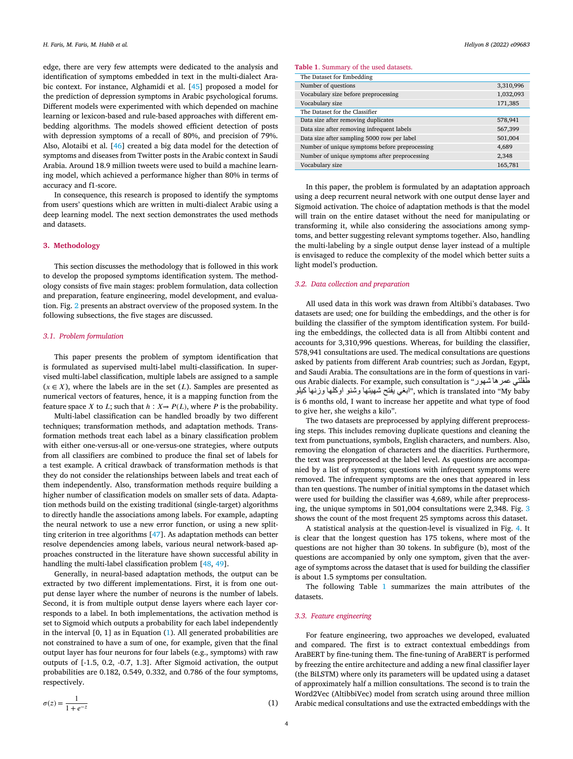edge, there are very few attempts were dedicated to the analysis and identification of symptoms embedded in text in the multi-dialect Arabic context. For instance, Alghamidi et al. [45] proposed a model for the prediction of depression symptoms in Arabic psychological forums. Different models were experimented with which depended on machine learning or lexicon-based and rule-based approaches with different embedding algorithms. The models showed efficient detection of posts with depression symptoms of a recall of 80%, and precision of 79%. Also, Alotaibi et al. [46] created a big data model for the detection of symptoms and diseases from Twitter posts in the Arabic context in Saudi Arabia. Around 18.9 million tweets were used to build a machine learning model, which achieved a performance higher than 80% in terms of accuracy and f1-score.

In consequence, this research is proposed to identify the symptoms from users' questions which are written in multi-dialect Arabic using a deep learning model. The next section demonstrates the used methods and datasets.

## 3. Methodology

This section discusses the methodology that is followed in this work to develop the proposed symptoms identification system. The methodology consists of five main stages: problem formulation, data collection and preparation, feature engineering, model development, and evaluation. Fig. 2 presents an abstract overview of the proposed system. In the following subsections, the five stages are discussed.

### 3.1. Problem formulation

This paper presents the problem of symptom identification that is formulated as supervised multi-label multi-classification. In supervised multi-label classification, multiple labels are assigned to a sample ($x \in X$), where the labels are in the set ($L$). Samples are presented as numerical vectors of features, hence, it is a mapping function from the feature space $X$ to $L$; such that $h : X \rightarrow P(L)$, where $P$ is the probability.

Multi-label classification can be handled broadly by two different techniques; transformation methods, and adaptation methods. Transformation methods treat each label as a binary classification problem with either one-versus-all or one-versus-one strategies, where outputs from all classifiers are combined to produce the final set of labels for a test example. A critical drawback of transformation methods is that they do not consider the relationships between labels and treat each of them independently. Also, transformation methods require building a higher number of classification models on smaller sets of data. Adaptation methods build on the existing traditional (single-target) algorithms to directly handle the associations among labels. For example, adapting the neural network to use a new error function, or using a new splitting criterion in tree algorithms [47]. As adaptation methods can better resolve dependencies among labels, various neural network-based approaches constructed in the literature have shown successful ability in handling the multi-label classification problem [48, 49].

Generally, in neural-based adaptation methods, the output can be extracted by two different implementations. First, it is from one output dense layer where the number of neurons is the number of labels. Second, it is from multiple output dense layers where each layer corresponds to a label. In both implementations, the activation method is set to Sigmoid which outputs a probability for each label independently in the interval [0, 1] as in Equation (1). All generated probabilities are not constrained to have a sum of one, for example, given that the final output layer has four neurons for four labels (e.g., symptoms) with raw outputs of [-1.5, 0.2, -0.7, 1.3]. After Sigmoid activation, the output probabilities are 0.182, 0.549, 0.332, and 0.786 of the four symptoms, respectively.

$$\sigma(z) = \frac{1}{1 + e^{-z}} \tag{1}$$

**Table 1.** Summary of the used datasets.

| The Dataset for Embedding | |
|---|---|
| Number of questions | 3,310,996 |
| Vocabulary size before preprocessing | 1,032,093 |
| Vocabulary size | 171,385 |
| **The Dataset for the Classifier** | |
| Data size after removing duplicates | 578,941 |
| Data size after removing infrequent labels | 567,399 |
| Data size after sampling 5000 row per label | 501,004 |
| Number of unique symptoms before preprocessing | 4,689 |
| Number of unique symptoms after preprocessing | 2,348 |
| Vocabulary size | 165,781 |

In this paper, the problem is formulated by an adaptation approach using a deep recurrent neural network with one output dense layer and Sigmoid activation. The choice of adaptation methods is that the model will train on the entire dataset without the need for manipulating or transforming it, while also considering the associations among symptoms, and better suggesting relevant symptoms together. Also, handling the multi-labeling by a single output dense layer instead of a multiple is envisaged to reduce the complexity of the model which better suits a light model's production.

### 3.2. Data collection and preparation

All used data in this work was drawn from Altibbi's databases. Two datasets are used; one for building the embeddings, and the other is for building the classifier of the symptom identification system. For building the embeddings, the collected data is all from Altibbi content and accounts for 3,310,996 questions. Whereas, for building the classifier, 578,941 consultations are used. The medical consultations are questions asked by patients from different Arab countries; such as Jordan, Egypt, and Saudi Arabia. The consultations are in the form of questions in various Arabic dialects. For example, such consultation is "طفلتي عمرها شهور ابغي يفتح شهيتها وشنو اوكلها وزنها كيلو", which is translated into "My baby is 6 months old, I want to increase her appetite and what type of food to give her, she weighs a kilo".

The two datasets are preprocessed by applying different preprocessing steps. This includes removing duplicate questions and cleaning the text from punctuations, symbols, English characters, and numbers. Also, removing the elongation of characters and the diacritics. Furthermore, the text was preprocessed at the label level. As questions are accompanied by a list of symptoms; questions with infrequent symptoms were removed. The infrequent symptoms are the ones that appeared in less than ten questions. The number of initial symptoms in the dataset which were used for building the classifier was 4,689, while after preprocessing, the unique symptoms in 501,004 consultations were 2,348. Fig. 3 shows the count of the most frequent 25 symptoms across this dataset.

A statistical analysis at the question-level is visualized in Fig. 4. It is clear that the longest question has 175 tokens, where most of the questions are not higher than 30 tokens. In subfigure (b), most of the questions are accompanied by only one symptom, given that the average of symptoms across the dataset that is used for building the classifier is about 1.5 symptoms per consultation.

The following Table 1 summarizes the main attributes of the datasets.

### 3.3. Feature engineering

For feature engineering, two approaches we developed, evaluated and compared. The first is to extract contextual embeddings from AraBERT by fine-tuning them. The fine-tuning of AraBERT is performed by freezing the entire architecture and adding a new final classifier layer (the BiLSTM) where only its parameters will be updated using a dataset of approximately half a million consultations. The second is to train the Word2Vec (AltibbiVec) model from scratch using around three million Arabic medical consultations and use the extracted embeddings with the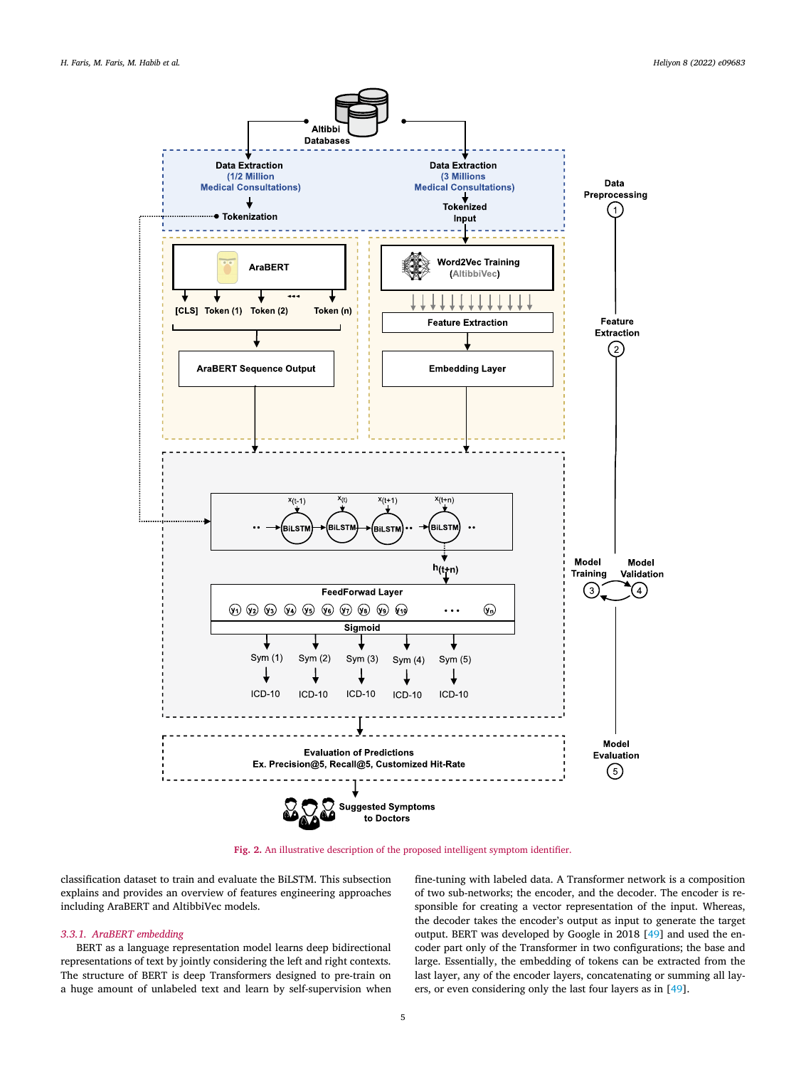Fig. 2. An illustrative description of the proposed intelligent symptom identifier.

classification dataset to train and evaluate the BiLSTM. This subsection explains and provides an overview of features engineering approaches including AraBERT and AltibbiVec models.

#### 3.3.1. AraBERT embedding

BERT as a language representation model learns deep bidirectional representations of text by jointly considering the left and right contexts. The structure of BERT is deep Transformers designed to pre-train on a huge amount of unlabeled text and learn by self-supervision when fine-tuning with labeled data. A Transformer network is a composition of two sub-networks; the encoder, and the decoder. The encoder is responsible for creating a vector representation of the input. Whereas, the decoder takes the encoder's output as input to generate the target output. BERT was developed by Google in 2018 [49] and used the encoder part only of the Transformer in two configurations; the base and large. Essentially, the embedding of tokens can be extracted from the last layer, any of the encoder layers, concatenating or summing all layers, or even considering only the last four layers as in [49].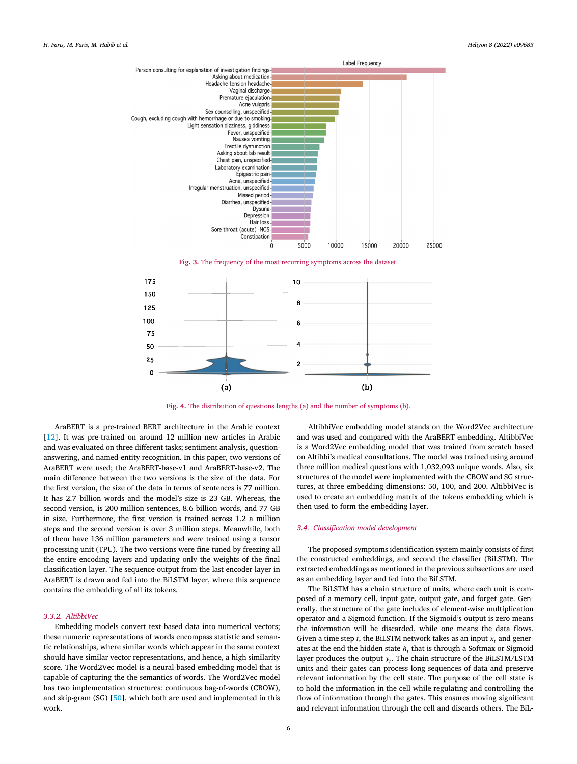Fig. 3. The frequency of the most recurring symptoms across the dataset.

Fig. 4. The distribution of questions lengths (a) and the number of symptoms (b).

AraBERT is a pre-trained BERT architecture in the Arabic context [12]. It was pre-trained on around 12 million new articles in Arabic and was evaluated on three different tasks; sentiment analysis, question-answering, and named-entity recognition. In this paper, two versions of AraBERT were used; the AraBERT-base-v1 and AraBERT-base-v2. The main difference between the two versions is the size of the data. For the first version, the size of the data in terms of sentences is 77 million. It has 2.7 billion words and the model's size is 23 GB. Whereas, the second version, is 200 million sentences, 8.6 billion words, and 77 GB in size. Furthermore, the first version is trained across 1.2 a million steps and the second version is over 3 million steps. Meanwhile, both of them have 136 million parameters and were trained using a tensor processing unit (TPU). The two versions were fine-tuned by freezing all the entire encoding layers and updating only the weights of the final classification layer. The sequence output from the last encoder layer in AraBERT is drawn and fed into the BiLSTM layer, where this sequence contains the embedding of all its tokens.

### 3.3.2. AltibbiVec

Embedding models convert text-based data into numerical vectors; these numeric representations of words encompass statistic and semantic relationships, where similar words which appear in the same context should have similar vector representations, and hence, a high similarity score. The Word2Vec model is a neural-based embedding model that is capable of capturing the the semantics of words. The Word2Vec model has two implementation structures: continuous bag-of-words (CBOW), and skip-gram (SG) [50], which both are used and implemented in this work.

AltibbiVec embedding model stands on the Word2Vec architecture and was used and compared with the AraBERT embedding. AltibbiVec is a Word2Vec embedding model that was trained from scratch based on Altibbi's medical consultations. The model was trained using around three million medical questions with 1,032,093 unique words. Also, six structures of the model were implemented with the CBOW and SG structures, at three embedding dimensions: 50, 100, and 200. AltibbiVec is used to create an embedding matrix of the tokens embedding which is then used to form the embedding layer.

## 3.4. Classification model development

The proposed symptoms identification system mainly consists of first the constructed embeddings, and second the classifier (BiLSTM). The extracted embeddings as mentioned in the previous subsections are used as an embedding layer and fed into the BiLSTM.

The BiLSTM has a chain structure of units, where each unit is composed of a memory cell, input gate, output gate, and forget gate. Generally, the structure of the gate includes of element-wise multiplication operator and a Sigmoid function. If the Sigmoid's output is zero means the information will be discarded, while one means the data flows. Given a time step $t$, the BiLSTM network takes as an input $x_t$ and generates at the end the hidden state $h_t$ that is through a Softmax or Sigmoid layer produces the output $y_t$. The chain structure of the BiLSTM/LSTM units and their gates can process long sequences of data and preserve relevant information by the cell state. The purpose of the cell state is to hold the information in the cell while regulating and controlling the flow of information through the gates. This ensures moving significant and relevant information through the cell and discards others. The BiL-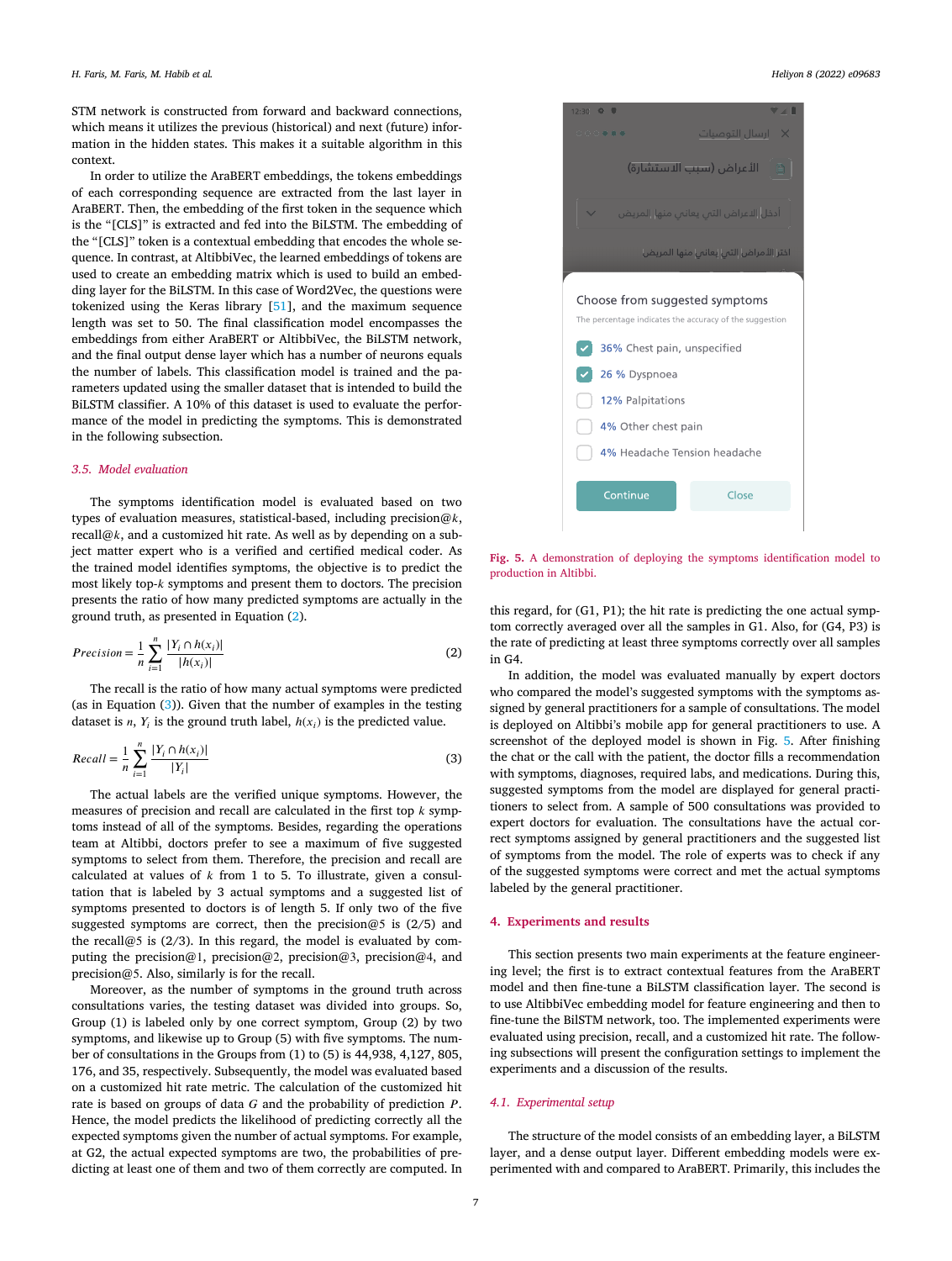STM network is constructed from forward and backward connections, which means it utilizes the previous (historical) and next (future) information in the hidden states. This makes it a suitable algorithm in this context.

In order to utilize the AraBERT embeddings, the tokens embeddings of each corresponding sequence are extracted from the last layer in AraBERT. Then, the embedding of the first token in the sequence which is the "[CLS]" is extracted and fed into the BiLSTM. The embedding of the "[CLS]" token is a contextual embedding that encodes the whole sequence. In contrast, at AltibbiVec, the learned embeddings of tokens are used to create an embedding matrix which is used to build an embedding layer for the BiLSTM. In this case of Word2Vec, the questions were tokenized using the Keras library [51], and the maximum sequence length was set to 50. The final classification model encompasses the embeddings from either AraBERT or AltibbiVec, the BiLSTM network, and the final output dense layer which has a number of neurons equals the number of labels. This classification model is trained and the parameters updated using the smaller dataset that is intended to build the BiLSTM classifier. A 10% of this dataset is used to evaluate the performance of the model in predicting the symptoms. This is demonstrated in the following subsection.

### 3.5. Model evaluation

The symptoms identification model is evaluated based on two types of evaluation measures, statistical-based, including precision@$k$, recall@$k$, and a customized hit rate. As well as by depending on a subject matter expert who is a verified and certified medical coder. As the trained model identifies symptoms, the objective is to predict the most likely top-$k$ symptoms and present them to doctors. The precision presents the ratio of how many predicted symptoms are actually in the ground truth, as presented in Equation (2).

$$Precision = \frac{1}{n}\sum_{i=1}^{n}\frac{|Y_i \cap h(x_i)|}{|h(x_i)|} \tag{2}$$

The recall is the ratio of how many actual symptoms were predicted (as in Equation (3)). Given that the number of examples in the testing dataset is $n$, $Y_i$ is the ground truth label, $h(x_i)$ is the predicted value.

$$Recall = \frac{1}{n}\sum_{i=1}^{n}\frac{|Y_i \cap h(x_i)|}{|Y_i|} \tag{3}$$

The actual labels are the verified unique symptoms. However, the measures of precision and recall are calculated in the first top $k$ symptoms instead of all of the symptoms. Besides, regarding the operations team at Altibbi, doctors prefer to see a maximum of five suggested symptoms to select from them. Therefore, the precision and recall are calculated at values of $k$ from 1 to 5. To illustrate, given a consultation that is labeled by 3 actual symptoms and a suggested list of symptoms presented to doctors is of length 5. If only two of the five suggested symptoms are correct, then the precision@5 is (2/5) and the recall@5 is (2/3). In this regard, the model is evaluated by computing the precision@1, precision@2, precision@3, precision@4, and precision@5. Also, similarly is for the recall.

Moreover, as the number of symptoms in the ground truth across consultations varies, the testing dataset was divided into groups. So, Group (1) is labeled only by one correct symptom, Group (2) by two symptoms, and likewise up to Group (5) with five symptoms. The number of consultations in the Groups from (1) to (5) is 44,938, 4,127, 805, 176, and 35, respectively. Subsequently, the model was evaluated based on a customized hit rate metric. The calculation of the customized hit rate is based on groups of data $G$ and the probability of prediction $P$. Hence, the model predicts the likelihood of predicting correctly all the expected symptoms given the number of actual symptoms. For example, at G2, the actual expected symptoms are two, the probabilities of predicting at least one of them and two of them correctly are computed. In this regard, for (G1, P1); the hit rate is predicting the one actual symptom correctly averaged over all the samples in G1. Also, for (G4, P3) is the rate of predicting at least three symptoms correctly over all samples in G4.

In addition, the model was evaluated manually by expert doctors who compared the model's suggested symptoms with the symptoms assigned by general practitioners for a sample of consultations. The model is deployed on Altibbi's mobile app for general practitioners to use. A screenshot of the deployed model is shown in Fig. 5. After finishing the chat or the call with the patient, the doctor fills a recommendation with symptoms, diagnoses, required labs, and medications. During this, suggested symptoms from the model are displayed for general practitioners to select from. A sample of 500 consultations was provided to expert doctors for evaluation. The consultations have the actual correct symptoms assigned by general practitioners and the suggested list of symptoms from the model. The role of experts was to check if any of the suggested symptoms were correct and met the actual symptoms labeled by the general practitioner.

Fig. 5. A demonstration of deploying the symptoms identification model to production in Altibbi.

## 4. Experiments and results

This section presents two main experiments at the feature engineering level; the first is to extract contextual features from the AraBERT model and then fine-tune a BiLSTM classification layer. The second is to use AltibbiVec embedding model for feature engineering and then to fine-tune the BilSTM network, too. The implemented experiments were evaluated using precision, recall, and a customized hit rate. The following subsections will present the configuration settings to implement the experiments and a discussion of the results.

### 4.1. Experimental setup

The structure of the model consists of an embedding layer, a BiLSTM layer, and a dense output layer. Different embedding models were experimented with and compared to AraBERT. Primarily, this includes the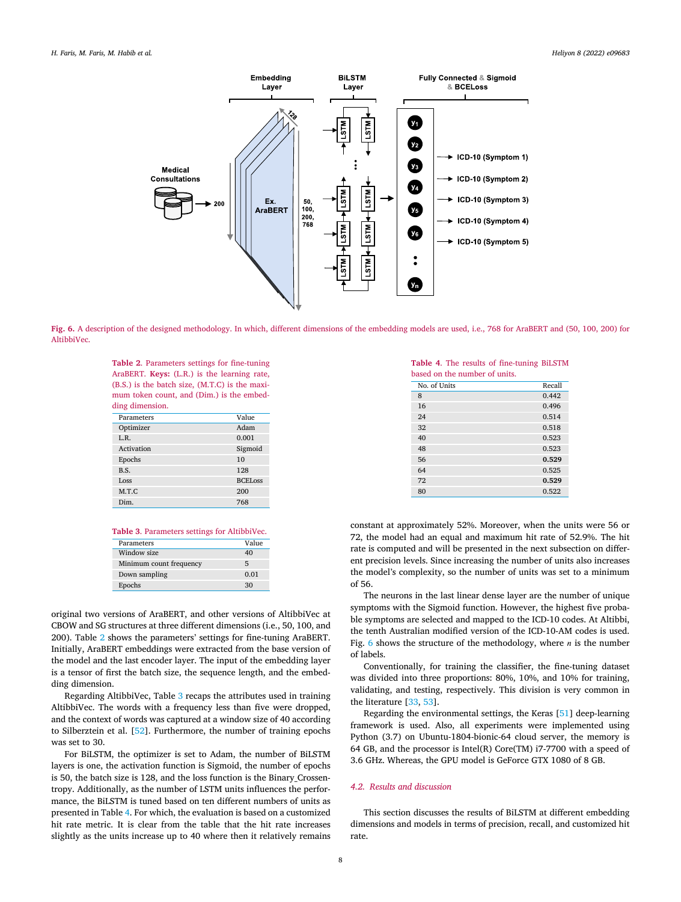Fig. 6. A description of the designed methodology. In which, different dimensions of the embedding models are used, i.e., 768 for AraBERT and (50, 100, 200) for AltibbiVec.

**Table 2.** Parameters settings for fine-tuning AraBERT. **Keys:** (L.R.) is the learning rate, (B.S.) is the batch size, (M.T.C) is the maximum token count, and (Dim.) is the embedding dimension.

| Parameters | Value |
|---|---|
| Optimizer | Adam |
| L.R. | 0.001 |
| Activation | Sigmoid |
| Epochs | 10 |
| B.S. | 128 |
| Loss | BCELoss |
| M.T.C | 200 |
| Dim. | 768 |

**Table 3.** Parameters settings for AltibbiVec.

| Parameters | Value |
|---|---|
| Window size | 40 |
| Minimum count frequency | 5 |
| Down sampling | 0.01 |
| Epochs | 30 |

original two versions of AraBERT, and other versions of AltibbiVec at CBOW and SG structures at three different dimensions (i.e., 50, 100, and 200). Table 2 shows the parameters' settings for fine-tuning AraBERT. Initially, AraBERT embeddings were extracted from the base version of the model and the last encoder layer. The input of the embedding layer is a tensor of first the batch size, the sequence length, and the embedding dimension.

Regarding AltibbiVec, Table 3 recaps the attributes used in training AltibbiVec. The words with a frequency less than five were dropped, and the context of words was captured at a window size of 40 according to Silberztein et al. [52]. Furthermore, the number of training epochs was set to 30.

For BiLSTM, the optimizer is set to Adam, the number of BiLSTM layers is one, the activation function is Sigmoid, the number of epochs is 50, the batch size is 128, and the loss function is the Binary_Crossentropy. Additionally, as the number of LSTM units influences the performance, the BiLSTM is tuned based on ten different numbers of units as presented in Table 4. For which, the evaluation is based on a customized hit rate metric. It is clear from the table that the hit rate increases slightly as the units increase up to 40 where then it relatively remains constant at approximately 52%. Moreover, when the units were 56 or 72, the model had an equal and maximum hit rate of 52.9%. The hit rate is computed and will be presented in the next subsection on different precision levels. Since increasing the number of units also increases the model's complexity, so the number of units was set to a minimum of 56.

**Table 4.** The results of fine-tuning BiLSTM based on the number of units.

| No. of Units | Recall |
|---|---|
| 8 | 0.442 |
| 16 | 0.496 |
| 24 | 0.514 |
| 32 | 0.518 |
| 40 | 0.523 |
| 48 | 0.523 |
| 56 | **0.529** |
| 64 | 0.525 |
| 72 | **0.529** |
| 80 | 0.522 |

The neurons in the last linear dense layer are the number of unique symptoms with the Sigmoid function. However, the highest five probable symptoms are selected and mapped to the ICD-10 codes. At Altibbi, the tenth Australian modified version of the ICD-10-AM codes is used. Fig. 6 shows the structure of the methodology, where $n$ is the number of labels.

Conventionally, for training the classifier, the fine-tuning dataset was divided into three proportions: 80%, 10%, and 10% for training, validating, and testing, respectively. This division is very common in the literature [33, 53].

Regarding the environmental settings, the Keras [51] deep-learning framework is used. Also, all experiments were implemented using Python (3.7) on Ubuntu-1804-bionic-64 cloud server, the memory is 64 GB, and the processor is Intel(R) Core(TM) i7-7700 with a speed of 3.6 GHz. Whereas, the GPU model is GeForce GTX 1080 of 8 GB.

### 4.2. Results and discussion

This section discusses the results of BiLSTM at different embedding dimensions and models in terms of precision, recall, and customized hit rate.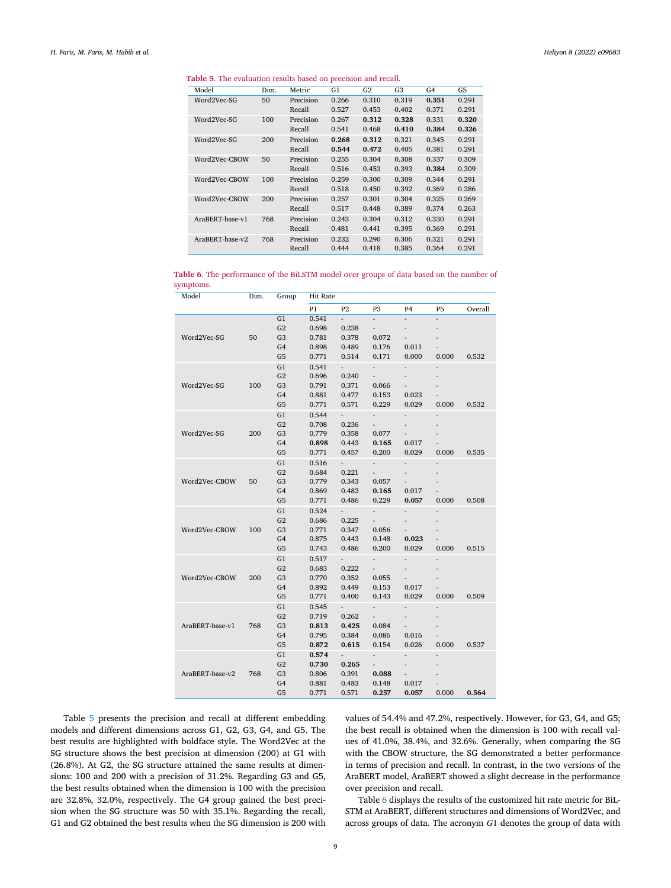**Table 5**. The evaluation results based on precision and recall.

| Model | Dim. | Metric | G1 | G2 | G3 | G4 | G5 |
|---|---|---|---|---|---|---|---|
| Word2Vec-SG | 50 | Precision | 0.266 | 0.310 | 0.319 | **0.351** | 0.291 |
| | | Recall | 0.527 | 0.453 | 0.402 | 0.371 | 0.291 |
| Word2Vec-SG | 100 | Precision | 0.267 | **0.312** | **0.328** | 0.331 | **0.320** |
| | | Recall | 0.541 | 0.468 | **0.410** | **0.384** | **0.326** |
| Word2Vec-SG | 200 | Precision | **0.268** | **0.312** | 0.321 | 0.345 | 0.291 |
| | | Recall | **0.544** | **0.472** | 0.405 | 0.381 | 0.291 |
| Word2Vec-CBOW | 50 | Precision | 0.255 | 0.304 | 0.308 | 0.337 | 0.309 |
| | | Recall | 0.516 | 0.453 | 0.393 | **0.384** | 0.309 |
| Word2Vec-CBOW | 100 | Precision | 0.259 | 0.300 | 0.309 | 0.344 | 0.291 |
| | | Recall | 0.518 | 0.450 | 0.392 | 0.369 | 0.286 |
| Word2Vec-CBOW | 200 | Precision | 0.257 | 0.301 | 0.304 | 0.325 | 0.269 |
| | | Recall | 0.517 | 0.448 | 0.389 | 0.374 | 0.263 |
| AraBERT-base-v1 | 768 | Precision | 0.243 | 0.304 | 0.312 | 0.330 | 0.291 |
| | | Recall | 0.481 | 0.441 | 0.395 | 0.369 | 0.291 |
| AraBERT-base-v2 | 768 | Precision | 0.232 | 0.290 | 0.306 | 0.321 | 0.291 |
| | | Recall | 0.444 | 0.418 | 0.385 | 0.364 | 0.291 |

**Table 6**. The performance of the BiLSTM model over groups of data based on the number of symptoms.

| Model | Dim. | Group | Hit Rate | | | | | |
|---|---|---|---|---|---|---|---|---|
| | | | P1 | P2 | P3 | P4 | P5 | Overall |
| Word2Vec-SG | 50 | G1 | 0.541 | - | - | - | - | |
| | | G2 | 0.698 | 0.238 | - | - | - | |
| | | G3 | 0.781 | 0.378 | 0.072 | - | - | |
| | | G4 | 0.898 | 0.489 | 0.176 | 0.011 | - | |
| | | G5 | 0.771 | 0.514 | 0.171 | 0.000 | 0.000 | 0.532 |
| Word2Vec-SG | 100 | G1 | 0.541 | - | - | - | - | |
| | | G2 | 0.696 | 0.240 | - | - | - | |
| | | G3 | 0.791 | 0.371 | 0.066 | - | - | |
| | | G4 | 0.881 | 0.477 | 0.153 | 0.023 | - | |
| | | G5 | 0.771 | 0.571 | 0.229 | 0.029 | 0.000 | 0.532 |
| Word2Vec-SG | 200 | G1 | 0.544 | - | - | - | - | |
| | | G2 | 0.708 | 0.236 | - | - | - | |
| | | G3 | 0.779 | 0.358 | 0.077 | - | - | |
| | | G4 | **0.898** | 0.443 | **0.165** | 0.017 | - | |
| | | G5 | 0.771 | 0.457 | 0.200 | 0.029 | 0.000 | 0.535 |
| Word2Vec-CBOW | 50 | G1 | 0.516 | - | - | - | - | |
| | | G2 | 0.684 | 0.221 | - | - | - | |
| | | G3 | 0.779 | 0.343 | 0.057 | - | - | |
| | | G4 | 0.869 | 0.483 | **0.165** | 0.017 | - | |
| | | G5 | 0.771 | 0.486 | 0.229 | **0.057** | 0.000 | 0.508 |
| Word2Vec-CBOW | 100 | G1 | 0.524 | - | - | - | - | |
| | | G2 | 0.686 | 0.225 | - | - | - | |
| | | G3 | 0.771 | 0.347 | 0.056 | - | - | |
| | | G4 | 0.875 | 0.443 | 0.148 | **0.023** | - | |
| | | G5 | 0.743 | 0.486 | 0.200 | 0.029 | 0.000 | 0.515 |
| Word2Vec-CBOW | 200 | G1 | 0.517 | - | - | - | - | |
| | | G2 | 0.683 | 0.222 | - | - | - | |
| | | G3 | 0.770 | 0.352 | 0.055 | - | - | |
| | | G4 | 0.892 | 0.449 | 0.153 | 0.017 | - | |
| | | G5 | 0.771 | 0.400 | 0.143 | 0.029 | 0.000 | 0.509 |
| AraBERT-base-v1 | 768 | G1 | 0.545 | - | - | - | - | |
| | | G2 | 0.719 | 0.262 | - | - | - | |
| | | G3 | **0.813** | **0.425** | 0.084 | - | - | |
| | | G4 | 0.795 | 0.384 | 0.086 | 0.016 | - | |
| | | G5 | **0.872** | **0.615** | 0.154 | 0.026 | 0.000 | 0.537 |
| AraBERT-base-v2 | 768 | G1 | **0.574** | - | - | - | - | |
| | | G2 | **0.730** | **0.265** | - | - | - | |
| | | G3 | 0.806 | 0.391 | **0.088** | - | - | |
| | | G4 | 0.881 | 0.483 | 0.148 | 0.017 | - | |
| | | G5 | 0.771 | 0.571 | **0.257** | **0.057** | 0.000 | **0.564** |

Table 5 presents the precision and recall at different embedding models and different dimensions across G1, G2, G3, G4, and G5. The best results are highlighted with boldface style. The Word2Vec at the SG structure shows the best precision at dimension (200) at G1 with (26.8%). At G2, the SG structure attained the same results at dimensions: 100 and 200 with a precision of 31.2%. Regarding G3 and G5, the best results obtained when the dimension is 100 with the precision are 32.8%, 32.0%, respectively. The G4 group gained the best precision when the SG structure was 50 with 35.1%. Regarding the recall, G1 and G2 obtained the best results when the SG dimension is 200 with values of 54.4% and 47.2%, respectively. However, for G3, G4, and G5; the best recall is obtained when the dimension is 100 with recall values of 41.0%, 38.4%, and 32.6%. Generally, when comparing the SG with the CBOW structure, the SG demonstrated a better performance in terms of precision and recall. In contrast, in the two versions of the AraBERT model, AraBERT showed a slight decrease in the performance over precision and recall.

Table 6 displays the results of the customized hit rate metric for BiLSTM at AraBERT, different structures and dimensions of Word2Vec, and across groups of data. The acronym $G1$ denotes the group of data with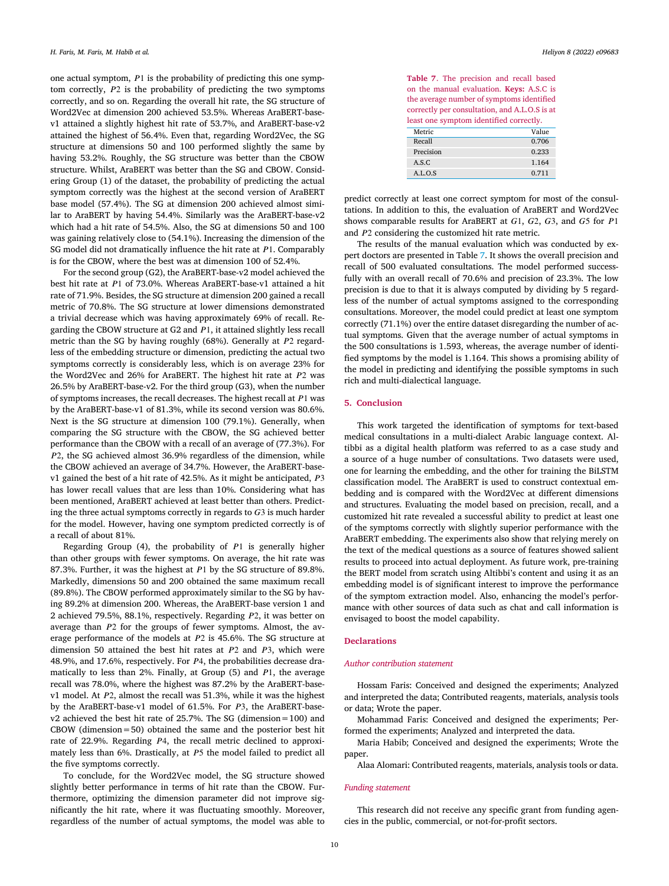one actual symptom, $P1$ is the probability of predicting this one symptom correctly, $P2$ is the probability of predicting the two symptoms correctly, and so on. Regarding the overall hit rate, the SG structure of Word2Vec at dimension 200 achieved 53.5%. Whereas AraBERT-base-v1 attained a slightly highest hit rate of 53.7%, and AraBERT-base-v2 attained the highest of 56.4%. Even that, regarding Word2Vec, the SG structure at dimensions 50 and 100 performed slightly the same by having 53.2%. Roughly, the SG structure was better than the CBOW structure. Whilst, AraBERT was better than the SG and CBOW. Considering Group (1) of the dataset, the probability of predicting the actual symptom correctly was the highest at the second version of AraBERT base model (57.4%). The SG at dimension 200 achieved almost similar to AraBERT by having 54.4%. Similarly was the AraBERT-base-v2 which had a hit rate of 54.5%. Also, the SG at dimensions 50 and 100 was gaining relatively close to (54.1%). Increasing the dimension of the SG model did not dramatically influence the hit rate at $P1$. Comparably is for the CBOW, where the best was at dimension 100 of 52.4%.

For the second group (G2), the AraBERT-base-v2 model achieved the best hit rate at $P1$ of 73.0%. Whereas AraBERT-base-v1 attained a hit rate of 71.9%. Besides, the SG structure at dimension 200 gained a recall metric of 70.8%. The SG structure at lower dimensions demonstrated a trivial decrease which was having approximately 69% of recall. Regarding the CBOW structure at G2 and $P1$, it attained slightly less recall metric than the SG by having roughly (68%). Generally at $P2$ regardless of the embedding structure or dimension, predicting the actual two symptoms correctly is considerably less, which is on average 23% for the Word2Vec and 26% for AraBERT. The highest hit rate at $P2$ was 26.5% by AraBERT-base-v2. For the third group (G3), when the number of symptoms increases, the recall decreases. The highest recall at $P1$ was by the AraBERT-base-v1 of 81.3%, while its second version was 80.6%. Next is the SG structure at dimension 100 (79.1%). Generally, when comparing the SG structure with the CBOW, the SG achieved better performance than the CBOW with a recall of an average of (77.3%). For $P2$, the SG achieved almost 36.9% regardless of the dimension, while the CBOW achieved an average of 34.7%. However, the AraBERT-base-v1 gained the best of a hit rate of 42.5%. As it might be anticipated, $P3$ has lower recall values that are less than 10%. Considering what has been mentioned, AraBERT achieved at least better than others. Predicting the three actual symptoms correctly in regards to $G3$ is much harder for the model. However, having one symptom predicted correctly is of a recall of about 81%.

Regarding Group (4), the probability of $P1$ is generally higher than other groups with fewer symptoms. On average, the hit rate was 87.3%. Further, it was the highest at $P1$ by the SG structure of 89.8%. Markedly, dimensions 50 and 200 obtained the same maximum recall (89.8%). The CBOW performed approximately similar to the SG by having 89.2% at dimension 200. Whereas, the AraBERT-base version 1 and 2 achieved 79.5%, 88.1%, respectively. Regarding $P2$, it was better on average than $P2$ for the groups of fewer symptoms. Almost, the average performance of the models at $P2$ is 45.6%. The SG structure at dimension 50 attained the best hit rates at $P2$ and $P3$, which were 48.9%, and 17.6%, respectively. For $P4$, the probabilities decrease dramatically to less than 2%. Finally, at Group (5) and $P1$, the average recall was 78.0%, where the highest was 87.2% by the AraBERT-base-v1 model. At $P2$, almost the recall was 51.3%, while it was the highest by the AraBERT-base-v1 model of 61.5%. For $P3$, the AraBERT-base-v2 achieved the best hit rate of 25.7%. The SG (dimension = 100) and CBOW (dimension = 50) obtained the same and the posterior best hit rate of 22.9%. Regarding $P4$, the recall metric declined to approximately less than 6%. Drastically, at $P5$ the model failed to predict all the five symptoms correctly.

To conclude, for the Word2Vec model, the SG structure showed slightly better performance in terms of hit rate than the CBOW. Furthermore, optimizing the dimension parameter did not improve significantly the hit rate, where it was fluctuating smoothly. Moreover, regardless of the number of actual symptoms, the model was able to predict correctly at least one correct symptom for most of the consultations. In addition to this, the evaluation of AraBERT and Word2Vec shows comparable results for AraBERT at $G1$, $G2$, $G3$, and $G5$ for $P1$ and $P2$ considering the customized hit rate metric.

**Table 7**. The precision and recall based on the manual evaluation. **Keys:** A.S.C is the average number of symptoms identified correctly per consultation, and A.L.O.S is at least one symptom identified correctly.

| Metric | Value |
|---|---|
| Recall | 0.706 |
| Precision | 0.233 |
| A.S.C | 1.164 |
| A.L.O.S | 0.711 |

The results of the manual evaluation which was conducted by expert doctors are presented in Table 7. It shows the overall precision and recall of 500 evaluated consultations. The model performed successfully with an overall recall of 70.6% and precision of 23.3%. The low precision is due to that it is always computed by dividing by 5 regardless of the number of actual symptoms assigned to the corresponding consultations. Moreover, the model could predict at least one symptom correctly (71.1%) over the entire dataset disregarding the number of actual symptoms. Given that the average number of actual symptoms in the 500 consultations is 1.593, whereas, the average number of identified symptoms by the model is 1.164. This shows a promising ability of the model in predicting and identifying the possible symptoms in such rich and multi-dialectical language.

## 5. Conclusion

This work targeted the identification of symptoms for text-based medical consultations in a multi-dialect Arabic language context. Altibbi as a digital health platform was referred to as a case study and a source of a huge number of consultations. Two datasets were used, one for learning the embedding, and the other for training the BiLSTM classification model. The AraBERT is used to construct contextual embedding and is compared with the Word2Vec at different dimensions and structures. Evaluating the model based on precision, recall, and a customized hit rate revealed a successful ability to predict at least one of the symptoms correctly with slightly superior performance with the AraBERT embedding. The experiments also show that relying merely on the text of the medical questions as a source of features showed salient results to proceed into actual deployment. As future work, pre-training the BERT model from scratch using Altibbi's content and using it as an embedding model is of significant interest to improve the performance of the symptom extraction model. Also, enhancing the model's performance with other sources of data such as chat and call information is envisaged to boost the model capability.

## Declarations

### *Author contribution statement*

Hossam Faris: Conceived and designed the experiments; Analyzed and interpreted the data; Contributed reagents, materials, analysis tools or data; Wrote the paper.

Mohammad Faris: Conceived and designed the experiments; Performed the experiments; Analyzed and interpreted the data.

Maria Habib; Conceived and designed the experiments; Wrote the paper.

Alaa Alomari: Contributed reagents, materials, analysis tools or data.

### *Funding statement*

This research did not receive any specific grant from funding agencies in the public, commercial, or not-for-profit sectors.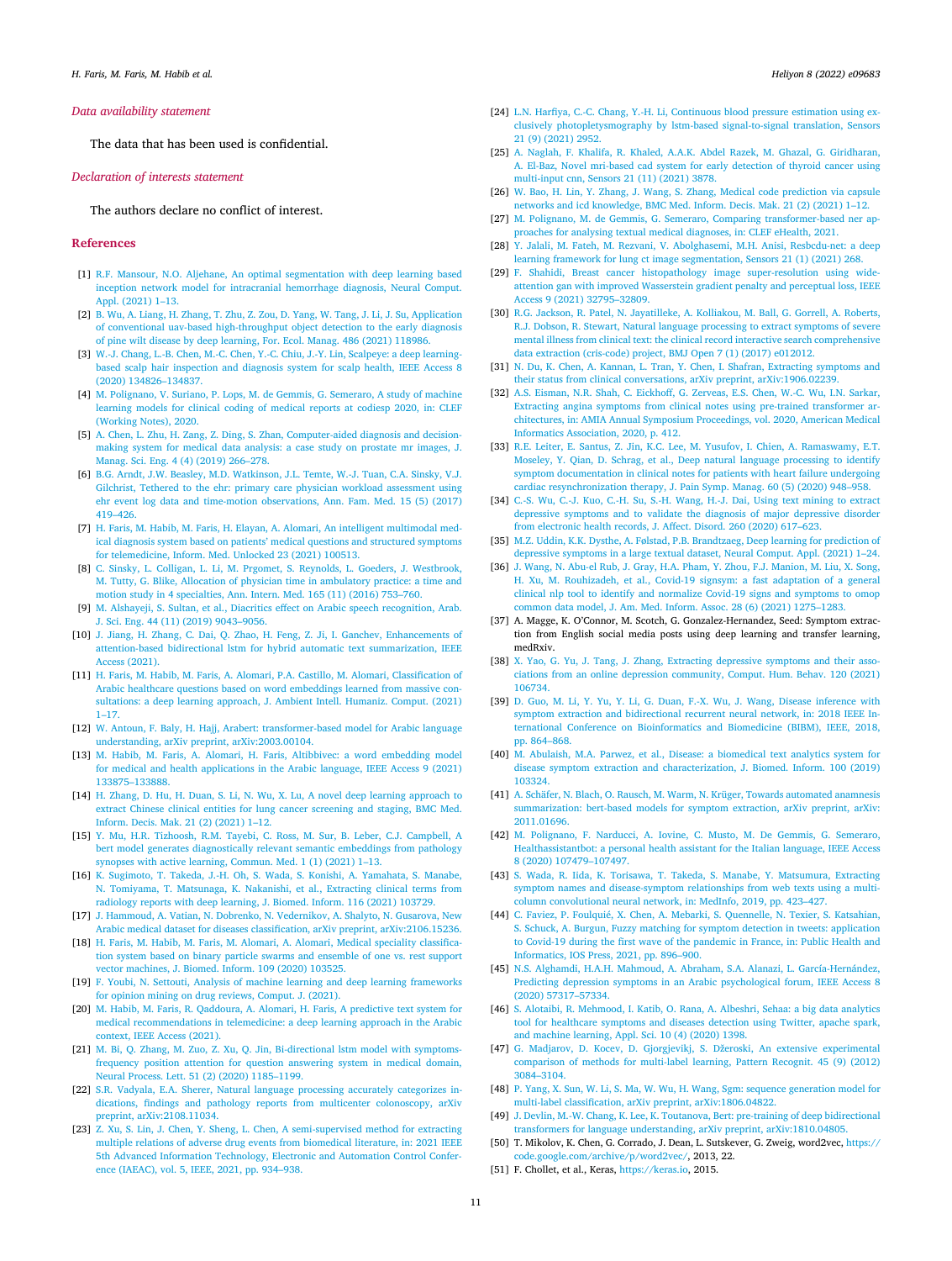*Data availability statement*

The data that has been used is confidential.

*Declaration of interests statement*

The authors declare no conflict of interest.

## References

[1] R.F. Mansour, N.O. Aljehane, An optimal segmentation with deep learning based inception network model for intracranial hemorrhage diagnosis, Neural Comput. Appl. (2021) 1–13.

[2] B. Wu, A. Liang, H. Zhang, T. Zhu, Z. Zou, D. Yang, W. Tang, J. Li, J. Su, Application of conventional uav-based high-throughput object detection to the early diagnosis of pine wilt disease by deep learning, For. Ecol. Manag. 486 (2021) 118986.

[3] W.-J. Chang, L.-B. Chen, M.-C. Chen, Y.-C. Chiu, J.-Y. Lin, Scalpeye: a deep learning-based scalp hair inspection and diagnosis system for scalp health, IEEE Access 8 (2020) 134826–134837.

[4] M. Polignano, V. Suriano, P. Lops, M. de Gemmis, G. Semeraro, A study of machine learning models for clinical coding of medical reports at codiesp 2020, in: CLEF (Working Notes), 2020.

[5] A. Chen, L. Zhu, H. Zang, Z. Ding, S. Zhan, Computer-aided diagnosis and decision-making system for medical data analysis: a case study on prostate mr images, J. Manag. Sci. Eng. 4 (4) (2019) 266–278.

[6] B.G. Arndt, J.W. Beasley, M.D. Watkinson, J.L. Temte, W.-J. Tuan, C.A. Sinsky, V.J. Gilchrist, Tethered to the ehr: primary care physician workload assessment using ehr event log data and time-motion observations, Ann. Fam. Med. 15 (5) (2017) 419–426.

[7] H. Faris, M. Habib, M. Faris, H. Elayan, A. Alomari, An intelligent multimodal medical diagnosis system based on patients' medical questions and structured symptoms for telemedicine, Inform. Med. Unlocked 23 (2021) 100513.

[8] C. Sinsky, L. Colligan, L. Li, M. Prgomet, S. Reynolds, L. Goeders, J. Westbrook, M. Tutty, G. Blike, Allocation of physician time in ambulatory practice: a time and motion study in 4 specialties, Ann. Intern. Med. 165 (11) (2016) 753–760.

[9] M. Alshayeji, S. Sultan, et al., Diacritics effect on Arabic speech recognition, Arab. J. Sci. Eng. 44 (11) (2019) 9043–9056.

[10] J. Jiang, H. Zhang, C. Dai, Q. Zhao, H. Feng, Z. Ji, I. Ganchev, Enhancements of attention-based bidirectional lstm for hybrid automatic text summarization, IEEE Access (2021).

[11] H. Faris, M. Habib, M. Faris, A. Alomari, P.A. Castillo, M. Alomari, Classification of Arabic healthcare questions based on word embeddings learned from massive consultations: a deep learning approach, J. Ambient Intell. Humaniz. Comput. (2021) 1–17.

[12] W. Antoun, F. Baly, H. Hajj, Arabert: transformer-based model for Arabic language understanding, arXiv preprint, arXiv:2003.00104.

[13] M. Habib, M. Faris, A. Alomari, H. Faris, Altibbivec: a word embedding model for medical and health applications in the Arabic language, IEEE Access 9 (2021) 133875–133888.

[14] H. Zhang, D. Hu, H. Duan, S. Li, N. Wu, X. Lu, A novel deep learning approach to extract Chinese clinical entities for lung cancer screening and staging, BMC Med. Inform. Decis. Mak. 21 (2) (2021) 1–12.

[15] Y. Mu, H.R. Tizhoosh, R.M. Tayebi, C. Ross, M. Sur, B. Leber, C.J. Campbell, A bert model generates diagnostically relevant semantic embeddings from pathology synopses with active learning, Commun. Med. 1 (1) (2021) 1–13.

[16] K. Sugimoto, T. Takeda, J.-H. Oh, S. Wada, S. Konishi, A. Yamahata, S. Manabe, N. Tomiyama, T. Matsunaga, K. Nakanishi, et al., Extracting clinical terms from radiology reports with deep learning, J. Biomed. Inform. 116 (2021) 103729.

[17] J. Hammoud, A. Vatian, N. Dobrenko, N. Vedernikov, A. Shalyto, N. Gusarova, New Arabic medical dataset for diseases classification, arXiv preprint, arXiv:2106.15236.

[18] H. Faris, M. Habib, M. Faris, M. Alomari, A. Alomari, Medical speciality classification system based on binary particle swarms and ensemble of one vs. rest support vector machines, J. Biomed. Inform. 109 (2020) 103525.

[19] F. Youbi, N. Settouti, Analysis of machine learning and deep learning frameworks for opinion mining on drug reviews, Comput. J. (2021).

[20] M. Habib, M. Faris, R. Qaddoura, A. Alomari, H. Faris, A predictive text system for medical recommendations in telemedicine: a deep learning approach in the Arabic context, IEEE Access (2021).

[21] M. Bi, Q. Zhang, M. Zuo, Z. Xu, Q. Jin, Bi-directional lstm model with symptoms-frequency position attention for question answering system in medical domain, Neural Process. Lett. 51 (2) (2020) 1185–1199.

[22] S.R. Vadyala, E.A. Sherer, Natural language processing accurately categorizes indications, findings and pathology reports from multicenter colonoscopy, arXiv preprint, arXiv:2108.11034.

[23] Z. Xu, S. Lin, J. Chen, Y. Sheng, L. Chen, A semi-supervised method for extracting multiple relations of adverse drug events from biomedical literature, in: 2021 IEEE 5th Advanced Information Technology, Electronic and Automation Control Conference (IAEAC), vol. 5, IEEE, 2021, pp. 934–938.

[24] L.N. Harfiya, C.-C. Chang, Y.-H. Li, Continuous blood pressure estimation using exclusively photopletysmography by lstm-based signal-to-signal translation, Sensors 21 (9) (2021) 2952.

[25] A. Naglah, F. Khalifa, R. Khaled, A.A.K. Abdel Razek, M. Ghazal, G. Giridharan, A. El-Baz, Novel mri-based cad system for early detection of thyroid cancer using multi-input cnn, Sensors 21 (11) (2021) 3878.

[26] W. Bao, H. Lin, Y. Zhang, J. Wang, S. Zhang, Medical code prediction via capsule networks and icd knowledge, BMC Med. Inform. Decis. Mak. 21 (2) (2021) 1–12.

[27] M. Polignano, M. de Gemmis, G. Semeraro, Comparing transformer-based ner approaches for analysing textual medical diagnoses, in: CLEF eHealth, 2021.

[28] Y. Jalali, M. Fateh, M. Rezvani, V. Abolghasemi, M.H. Anisi, Resbcdu-net: a deep learning framework for lung ct image segmentation, Sensors 21 (1) (2021) 268.

[29] F. Shahidi, Breast cancer histopathology image super-resolution using wide-attention gan with improved Wasserstein gradient penalty and perceptual loss, IEEE Access 9 (2021) 32795–32809.

[30] R.G. Jackson, R. Patel, N. Jayatilleke, A. Kolliakou, M. Ball, G. Gorrell, A. Roberts, R.J. Dobson, R. Stewart, Natural language processing to extract symptoms of severe mental illness from clinical text: the clinical record interactive search comprehensive data extraction (cris-code) project, BMJ Open 7 (1) (2017) e012012.

[31] N. Du, K. Chen, A. Kannan, L. Tran, Y. Chen, I. Shafran, Extracting symptoms and their status from clinical conversations, arXiv preprint, arXiv:1906.02239.

[32] A.S. Eisman, N.R. Shah, C. Eickhoff, G. Zerveas, E.S. Chen, W.-C. Wu, I.N. Sarkar, Extracting angina symptoms from clinical notes using pre-trained transformer architectures, in: AMIA Annual Symposium Proceedings, vol. 2020, American Medical Informatics Association, 2020, p. 412.

[33] R.E. Leiter, E. Santus, Z. Jin, K.C. Lee, M. Yusufov, I. Chien, A. Ramaswamy, E.T. Moseley, Y. Qian, D. Schrag, et al., Deep natural language processing to identify symptom documentation in clinical notes for patients with heart failure undergoing cardiac resynchronization therapy, J. Pain Symp. Manag. 60 (5) (2020) 948–958.

[34] C.-S. Wu, C.-J. Kuo, C.-H. Su, S.-H. Wang, H.-J. Dai, Using text mining to extract depressive symptoms and to validate the diagnosis of major depressive disorder from electronic health records, J. Affect. Disord. 260 (2020) 617–623.

[35] M.Z. Uddin, K.K. Dysthe, A. Følstad, P.B. Brandtzaeg, Deep learning for prediction of depressive symptoms in a large textual dataset, Neural Comput. Appl. (2021) 1–24.

[36] J. Wang, N. Abu-el Rub, J. Gray, H.A. Pham, Y. Zhou, F.J. Manion, M. Liu, X. Song, H. Xu, M. Rouhizadeh, et al., Covid-19 signsym: a fast adaptation of a general clinical nlp tool to identify and normalize Covid-19 signs and symptoms to omop common data model, J. Am. Med. Inform. Assoc. 28 (6) (2021) 1275–1283.

[37] A. Magge, K. O'Connor, M. Scotch, G. Gonzalez-Hernandez, Seed: Symptom extraction from English social media posts using deep learning and transfer learning, medRxiv.

[38] X. Yao, G. Yu, J. Tang, J. Zhang, Extracting depressive symptoms and their associations from an online depression community, Comput. Hum. Behav. 120 (2021) 106734.

[39] D. Guo, M. Li, Y. Yu, Y. Li, G. Duan, F.-X. Wu, J. Wang, Disease inference with symptom extraction and bidirectional recurrent neural network, in: 2018 IEEE International Conference on Bioinformatics and Biomedicine (BIBM), IEEE, 2018, pp. 864–868.

[40] M. Abulaish, M.A. Parwez, et al., Disease: a biomedical text analytics system for disease symptom extraction and characterization, J. Biomed. Inform. 100 (2019) 103324.

[41] A. Schäfer, N. Blach, O. Rausch, M. Warm, N. Krüger, Towards automated anamnesis summarization: bert-based models for symptom extraction, arXiv preprint, arXiv:2011.01696.

[42] M. Polignano, F. Narducci, A. Iovine, C. Musto, M. De Gemmis, G. Semeraro, Healthassistantbot: a personal health assistant for the Italian language, IEEE Access 8 (2020) 107479–107497.

[43] S. Wada, R. Iida, K. Torisawa, T. Takeda, S. Manabe, Y. Matsumura, Extracting symptom names and disease-symptom relationships from web texts using a multi-column convolutional neural network, in: MedInfo, 2019, pp. 423–427.

[44] C. Faviez, P. Foulquié, X. Chen, A. Mebarki, S. Quennelle, N. Texier, S. Katsahian, S. Schuck, A. Burgun, Fuzzy matching for symptom detection in tweets: application to Covid-19 during the first wave of the pandemic in France, in: Public Health and Informatics, IOS Press, 2021, pp. 896–900.

[45] N.S. Alghamdi, H.A.H. Mahmoud, A. Abraham, S.A. Alanazi, L. García-Hernández, Predicting depression symptoms in an Arabic psychological forum, IEEE Access 8 (2020) 57317–57334.

[46] S. Alotaibi, R. Mehmood, I. Katib, O. Rana, A. Albeshri, Sehaa: a big data analytics tool for healthcare symptoms and diseases detection using Twitter, apache spark, and machine learning, Appl. Sci. 10 (4) (2020) 1398.

[47] G. Madjarov, D. Kocev, D. Gjorgjevikj, S. Džeroski, An extensive experimental comparison of methods for multi-label learning, Pattern Recognit. 45 (9) (2012) 3084–3104.

[48] P. Yang, X. Sun, W. Li, S. Ma, W. Wu, H. Wang, Sgm: sequence generation model for multi-label classification, arXiv preprint, arXiv:1806.04822.

[49] J. Devlin, M.-W. Chang, K. Lee, K. Toutanova, Bert: pre-training of deep bidirectional transformers for language understanding, arXiv preprint, arXiv:1810.04805.

[50] T. Mikolov, K. Chen, G. Corrado, J. Dean, L. Sutskever, G. Zweig, word2vec, https://code.google.com/archive/p/word2vec/, 2013, 22.

[51] F. Chollet, et al., Keras, https://keras.io, 2015.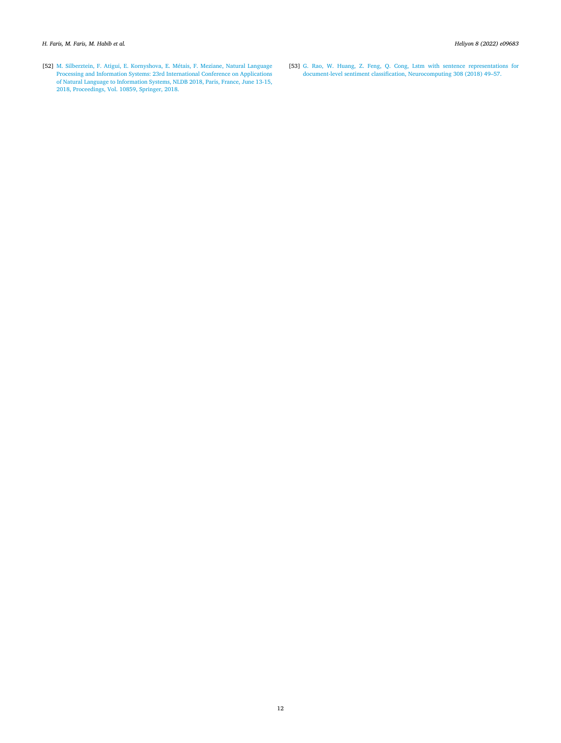[52] M. Silberztein, F. Atigui, E. Kornyshova, E. Métais, F. Meziane, Natural Language Processing and Information Systems: 23rd International Conference on Applications of Natural Language to Information Systems, NLDB 2018, Paris, France, June 13-15, 2018, Proceedings, Vol. 10859, Springer, 2018.

[53] G. Rao, W. Huang, Z. Feng, Q. Cong, Lstm with sentence representations for document-level sentiment classification, Neurocomputing 308 (2018) 49–57.